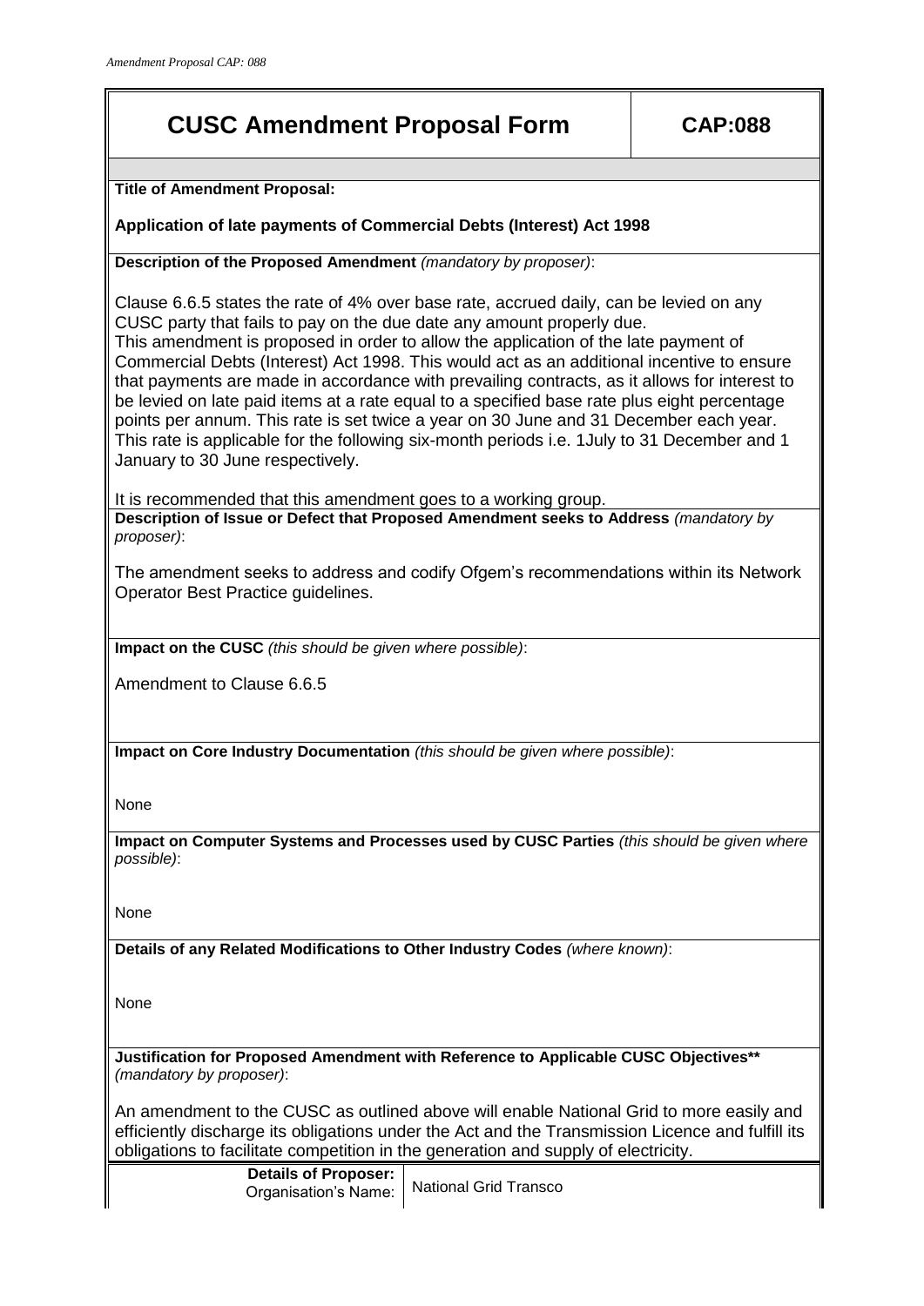# CUSC Amendment Proposal Form

**CAP:088**

**Title of Amendment Proposal:**

**Application of late payments of Commercial Debts (Interest) Act 1998**

**Description of the Proposed Amendment** *(mandatory by proposer)*:

Clause 6.6.5 states the rate of 4% over base rate, accrued daily, can be levied on any CUSC party that fails to pay on the due date any amount properly due.
This amendment is proposed in order to allow the application of the late payment of Commercial Debts (Interest) Act 1998. This would act as an additional incentive to ensure that payments are made in accordance with prevailing contracts, as it allows for interest to be levied on late paid items at a rate equal to a specified base rate plus eight percentage points per annum. This rate is set twice a year on 30 June and 31 December each year. This rate is applicable for the following six-month periods i.e. 1July to 31 December and 1 January to 30 June respectively.

It is recommended that this amendment goes to a working group.

**Description of Issue or Defect that Proposed Amendment seeks to Address** *(mandatory by proposer)*:

The amendment seeks to address and codify Ofgem's recommendations within its Network Operator Best Practice guidelines.

**Impact on the CUSC** *(this should be given where possible)*:

Amendment to Clause 6.6.5

**Impact on Core Industry Documentation** *(this should be given where possible)*:

None

**Impact on Computer Systems and Processes used by CUSC Parties** *(this should be given where possible)*:

None

**Details of any Related Modifications to Other Industry Codes** *(where known)*:

None

**Justification for Proposed Amendment with Reference to Applicable CUSC Objectives**** *(mandatory by proposer)*:

An amendment to the CUSC as outlined above will enable National Grid to more easily and efficiently discharge its obligations under the Act and the Transmission Licence and fulfill its obligations to facilitate competition in the generation and supply of electricity.

| **Details of Proposer:** Organisation's Name: | National Grid Transco |
| --- | --- |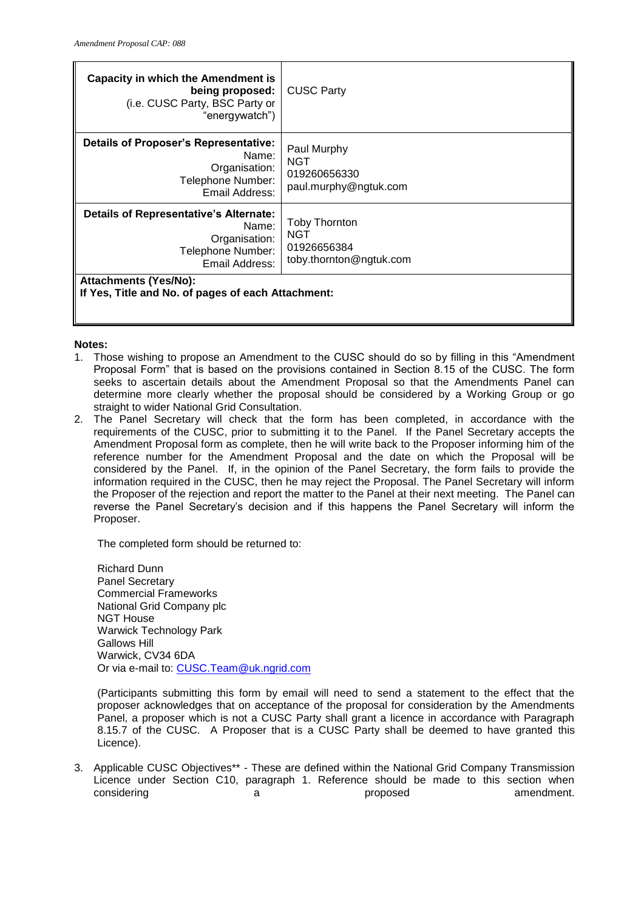| **Capacity in which the Amendment is being proposed:** (i.e. CUSC Party, BSC Party or "energywatch") | CUSC Party |
| --- | --- |
| **Details of Proposer's Representative:** Name: Organisation: Telephone Number: Email Address: | Paul Murphy NGT 019260656330 paul.murphy@ngtuk.com |
| **Details of Representative's Alternate:** Name: Organisation: Telephone Number: Email Address: | Toby Thornton NGT 01926656384 toby.thornton@ngtuk.com |
| **Attachments (Yes/No):** **If Yes, Title and No. of pages of each Attachment:** | |

**Notes:**

1. Those wishing to propose an Amendment to the CUSC should do so by filling in this "Amendment Proposal Form" that is based on the provisions contained in Section 8.15 of the CUSC. The form seeks to ascertain details about the Amendment Proposal so that the Amendments Panel can determine more clearly whether the proposal should be considered by a Working Group or go straight to wider National Grid Consultation.
2. The Panel Secretary will check that the form has been completed, in accordance with the requirements of the CUSC, prior to submitting it to the Panel. If the Panel Secretary accepts the Amendment Proposal form as complete, then he will write back to the Proposer informing him of the reference number for the Amendment Proposal and the date on which the Proposal will be considered by the Panel. If, in the opinion of the Panel Secretary, the form fails to provide the information required in the CUSC, then he may reject the Proposal. The Panel Secretary will inform the Proposer of the rejection and report the matter to the Panel at their next meeting. The Panel can reverse the Panel Secretary's decision and if this happens the Panel Secretary will inform the Proposer.

   The completed form should be returned to:

   Richard Dunn
   Panel Secretary
   Commercial Frameworks
   National Grid Company plc
   NGT House
   Warwick Technology Park
   Gallows Hill
   Warwick, CV34 6DA
   Or via e-mail to: CUSC.Team@uk.ngrid.com

   (Participants submitting this form by email will need to send a statement to the effect that the proposer acknowledges that on acceptance of the proposal for consideration by the Amendments Panel, a proposer which is not a CUSC Party shall grant a licence in accordance with Paragraph 8.15.7 of the CUSC. A Proposer that is a CUSC Party shall be deemed to have granted this Licence).

3. Applicable CUSC Objectives** - These are defined within the National Grid Company Transmission Licence under Section C10, paragraph 1. Reference should be made to this section when considering a proposed amendment.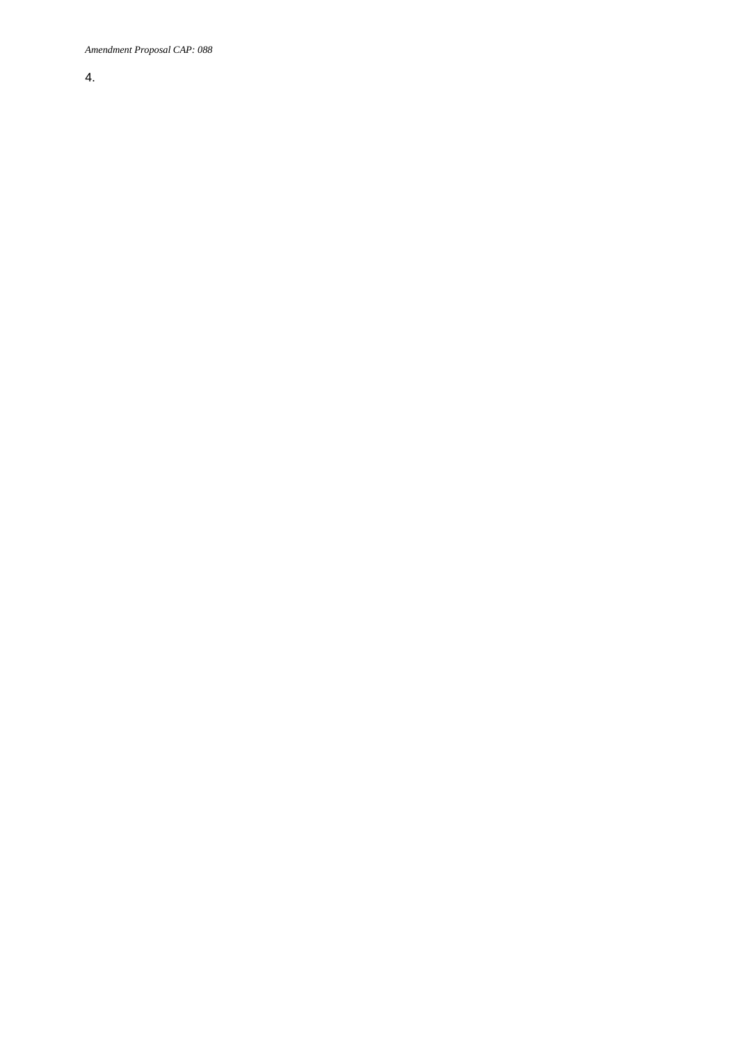4.